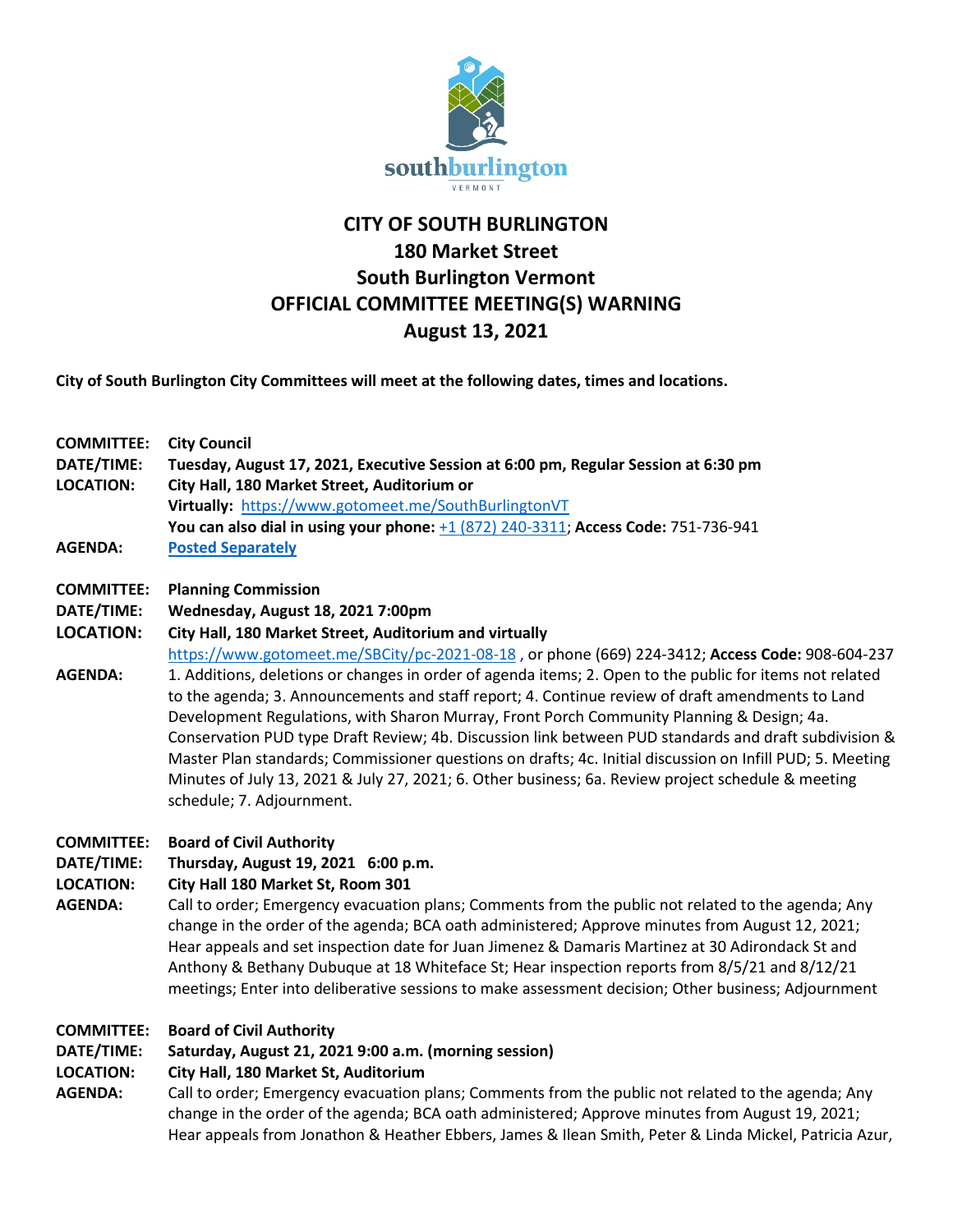# CITY OF SOUTH BURLINGTON
## 180 Market Street
## South Burlington Vermont
## OFFICIAL COMMITTEE MEETING(S) WARNING
## August 13, 2021

**City of South Burlington City Committees will meet at the following dates, times and locations.**

**COMMITTEE:** **City Council**
**DATE/TIME:** **Tuesday, August 17, 2021, Executive Session at 6:00 pm, Regular Session at 6:30 pm**
**LOCATION:** **City Hall, 180 Market Street, Auditorium or**
**Virtually:** https://www.gotomeet.me/SouthBurlingtonVT
**You can also dial in using your phone:** +1 (872) 240-3311; **Access Code:** 751-736-941
**AGENDA:** **Posted Separately**

**COMMITTEE:** **Planning Commission**
**DATE/TIME:** **Wednesday, August 18, 2021 7:00pm**
**LOCATION:** **City Hall, 180 Market Street, Auditorium and virtually**
https://www.gotomeet.me/SBCity/pc-2021-08-18 , or phone (669) 224-3412; **Access Code:** 908-604-237
**AGENDA:** 1. Additions, deletions or changes in order of agenda items; 2. Open to the public for items not related to the agenda; 3. Announcements and staff report; 4. Continue review of draft amendments to Land Development Regulations, with Sharon Murray, Front Porch Community Planning & Design; 4a. Conservation PUD type Draft Review; 4b. Discussion link between PUD standards and draft subdivision & Master Plan standards; Commissioner questions on drafts; 4c. Initial discussion on Infill PUD; 5. Meeting Minutes of July 13, 2021 & July 27, 2021; 6. Other business; 6a. Review project schedule & meeting schedule; 7. Adjournment.

**COMMITTEE:** **Board of Civil Authority**
**DATE/TIME:** **Thursday, August 19, 2021 6:00 p.m.**
**LOCATION:** **City Hall 180 Market St, Room 301**
**AGENDA:** Call to order; Emergency evacuation plans; Comments from the public not related to the agenda; Any change in the order of the agenda; BCA oath administered; Approve minutes from August 12, 2021; Hear appeals and set inspection date for Juan Jimenez & Damaris Martinez at 30 Adirondack St and Anthony & Bethany Dubuque at 18 Whiteface St; Hear inspection reports from 8/5/21 and 8/12/21 meetings; Enter into deliberative sessions to make assessment decision; Other business; Adjournment

**COMMITTEE:** **Board of Civil Authority**
**DATE/TIME:** **Saturday, August 21, 2021 9:00 a.m. (morning session)**
**LOCATION:** **City Hall, 180 Market St, Auditorium**
**AGENDA:** Call to order; Emergency evacuation plans; Comments from the public not related to the agenda; Any change in the order of the agenda; BCA oath administered; Approve minutes from August 19, 2021; Hear appeals from Jonathon & Heather Ebbers, James & Ilean Smith, Peter & Linda Mickel, Patricia Azur,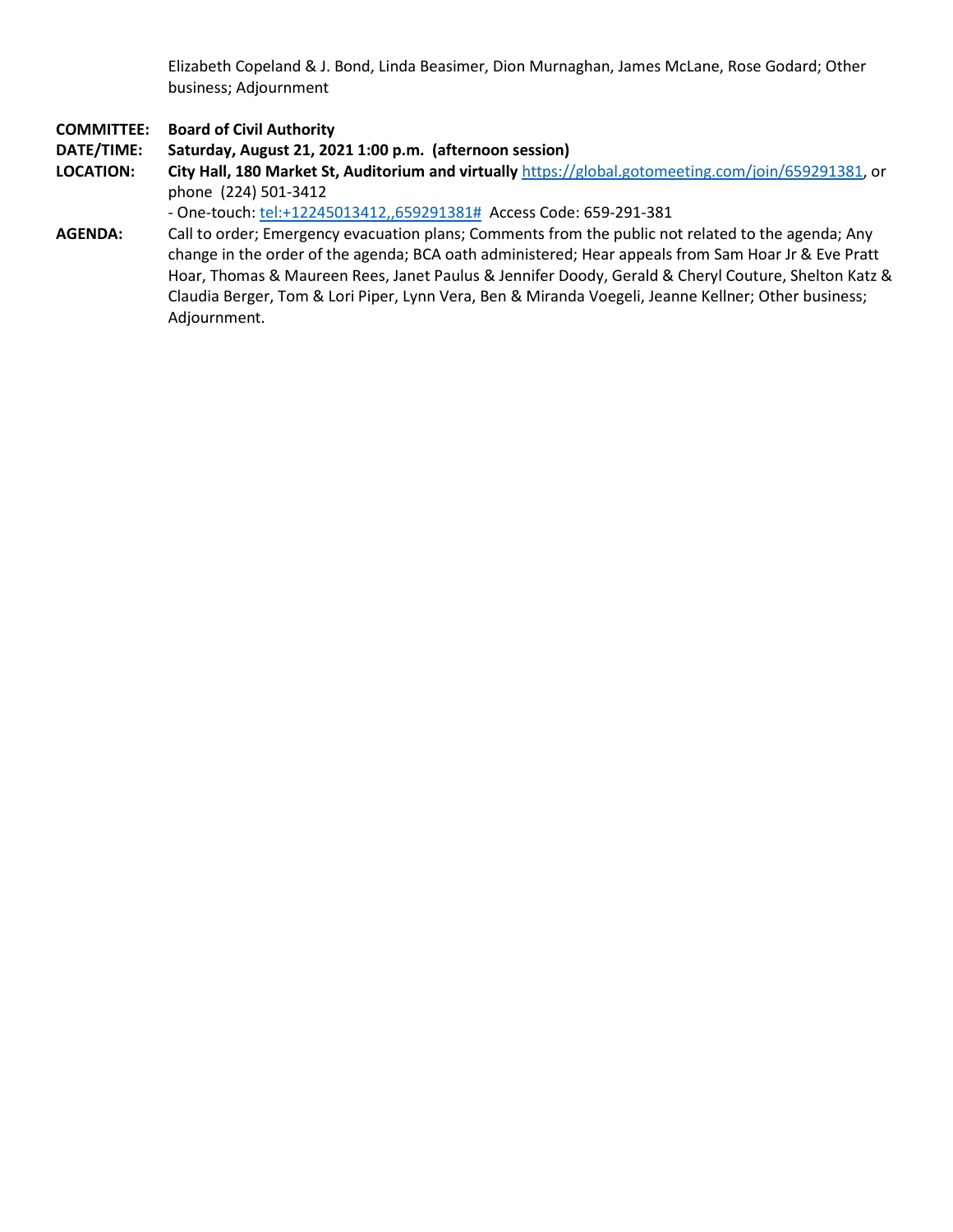Elizabeth Copeland & J. Bond, Linda Beasimer, Dion Murnaghan, James McLane, Rose Godard; Other business; Adjournment

**COMMITTEE:** **Board of Civil Authority**
**DATE/TIME:** **Saturday, August 21, 2021 1:00 p.m. (afternoon session)**
**LOCATION:** **City Hall, 180 Market St, Auditorium and virtually** https://global.gotomeeting.com/join/659291381, or phone (224) 501-3412
- One-touch: tel:+12245013412,,659291381# Access Code: 659-291-381

**AGENDA:** Call to order; Emergency evacuation plans; Comments from the public not related to the agenda; Any change in the order of the agenda; BCA oath administered; Hear appeals from Sam Hoar Jr & Eve Pratt Hoar, Thomas & Maureen Rees, Janet Paulus & Jennifer Doody, Gerald & Cheryl Couture, Shelton Katz & Claudia Berger, Tom & Lori Piper, Lynn Vera, Ben & Miranda Voegeli, Jeanne Kellner; Other business; Adjournment.